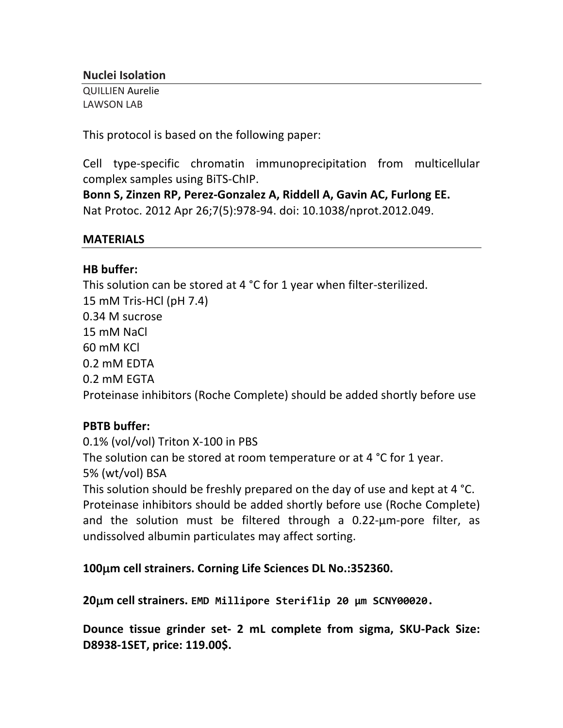## Nuclei Isolation

QUILLIEN Aurelie
LAWSON LAB

This protocol is based on the following paper:

Cell type-specific chromatin immunoprecipitation from multicellular complex samples using BiTS-ChIP.
**Bonn S, Zinzen RP, Perez-Gonzalez A, Riddell A, Gavin AC, Furlong EE.**
Nat Protoc. 2012 Apr 26;7(5):978-94. doi: 10.1038/nprot.2012.049.

## MATERIALS

**HB buffer:**
This solution can be stored at 4 °C for 1 year when filter-sterilized.
15 mM Tris-HCl (pH 7.4)
0.34 M sucrose
15 mM NaCl
60 mM KCl
0.2 mM EDTA
0.2 mM EGTA
Proteinase inhibitors (Roche Complete) should be added shortly before use

**PBTB buffer:**
0.1% (vol/vol) Triton X-100 in PBS
The solution can be stored at room temperature or at 4 °C for 1 year.
5% (wt/vol) BSA
This solution should be freshly prepared on the day of use and kept at 4 °C. Proteinase inhibitors should be added shortly before use (Roche Complete) and the solution must be filtered through a 0.22-µm-pore filter, as undissolved albumin particulates may affect sorting.

**100µm cell strainers. Corning Life Sciences DL No.:352360.**

**20µm cell strainers.** **EMD Millipore Steriflip 20 µm SCNY00020.**

**Dounce tissue grinder set- 2 mL complete from sigma, SKU-Pack Size: D8938-1SET, price: 119.00$.**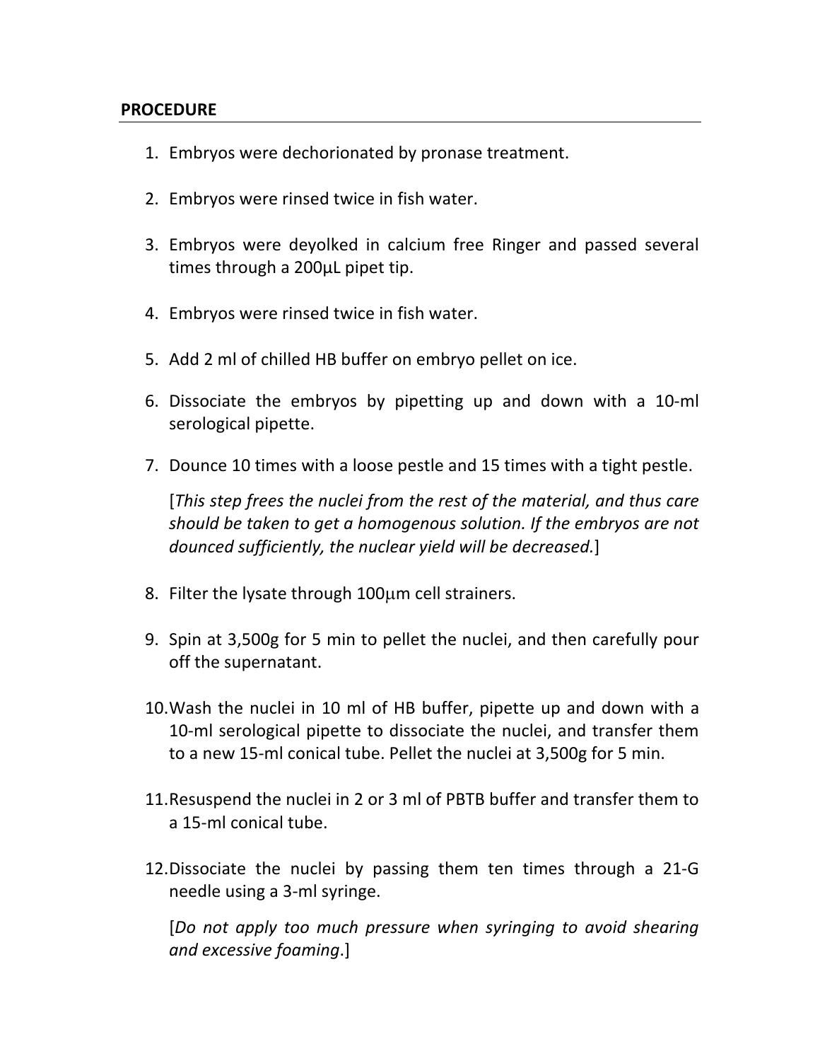**PROCEDURE**

1. Embryos were dechorionated by pronase treatment.

2. Embryos were rinsed twice in fish water.

3. Embryos were deyolked in calcium free Ringer and passed several times through a 200µL pipet tip.

4. Embryos were rinsed twice in fish water.

5. Add 2 ml of chilled HB buffer on embryo pellet on ice.

6. Dissociate the embryos by pipetting up and down with a 10-ml serological pipette.

7. Dounce 10 times with a loose pestle and 15 times with a tight pestle.

   [*This step frees the nuclei from the rest of the material, and thus care should be taken to get a homogenous solution. If the embryos are not dounced sufficiently, the nuclear yield will be decreased.*]

8. Filter the lysate through 100µm cell strainers.

9. Spin at 3,500g for 5 min to pellet the nuclei, and then carefully pour off the supernatant.

10. Wash the nuclei in 10 ml of HB buffer, pipette up and down with a 10-ml serological pipette to dissociate the nuclei, and transfer them to a new 15-ml conical tube. Pellet the nuclei at 3,500g for 5 min.

11. Resuspend the nuclei in 2 or 3 ml of PBTB buffer and transfer them to a 15-ml conical tube.

12. Dissociate the nuclei by passing them ten times through a 21-G needle using a 3-ml syringe.

    [*Do not apply too much pressure when syringing to avoid shearing and excessive foaming*.]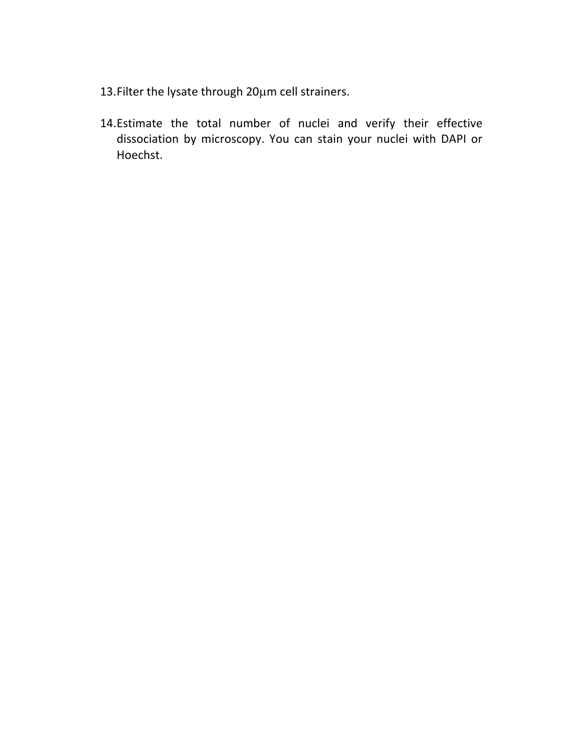13. Filter the lysate through 20μm cell strainers.

14. Estimate the total number of nuclei and verify their effective dissociation by microscopy. You can stain your nuclei with DAPI or Hoechst.